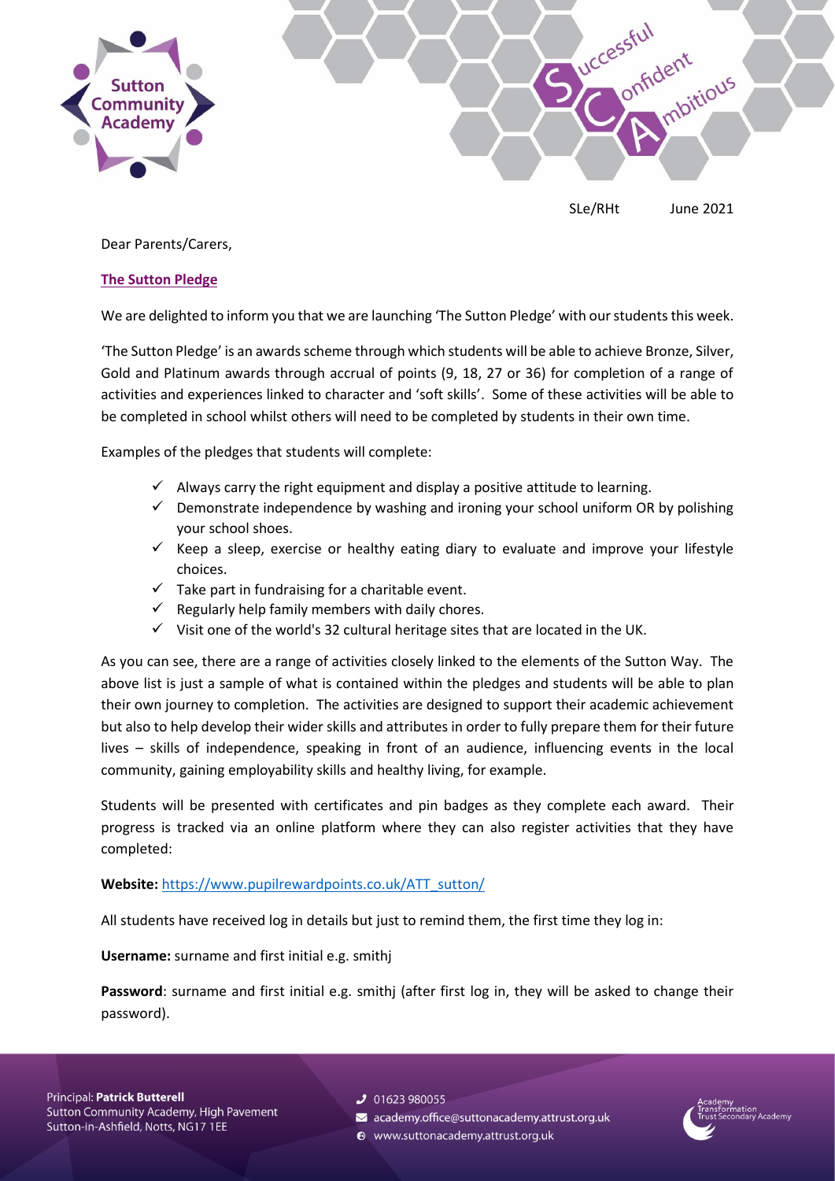SLe/RHt June 2021

Dear Parents/Carers,

**The Sutton Pledge**

We are delighted to inform you that we are launching 'The Sutton Pledge' with our students this week.

'The Sutton Pledge' is an awards scheme through which students will be able to achieve Bronze, Silver, Gold and Platinum awards through accrual of points (9, 18, 27 or 36) for completion of a range of activities and experiences linked to character and 'soft skills'. Some of these activities will be able to be completed in school whilst others will need to be completed by students in their own time.

Examples of the pledges that students will complete:

- ✓ Always carry the right equipment and display a positive attitude to learning.
- ✓ Demonstrate independence by washing and ironing your school uniform OR by polishing your school shoes.
- ✓ Keep a sleep, exercise or healthy eating diary to evaluate and improve your lifestyle choices.
- ✓ Take part in fundraising for a charitable event.
- ✓ Regularly help family members with daily chores.
- ✓ Visit one of the world's 32 cultural heritage sites that are located in the UK.

As you can see, there are a range of activities closely linked to the elements of the Sutton Way. The above list is just a sample of what is contained within the pledges and students will be able to plan their own journey to completion. The activities are designed to support their academic achievement but also to help develop their wider skills and attributes in order to fully prepare them for their future lives – skills of independence, speaking in front of an audience, influencing events in the local community, gaining employability skills and healthy living, for example.

Students will be presented with certificates and pin badges as they complete each award. Their progress is tracked via an online platform where they can also register activities that they have completed:

**Website:** https://www.pupilrewardpoints.co.uk/ATT_sutton/

All students have received log in details but just to remind them, the first time they log in:

**Username:** surname and first initial e.g. smithj

**Password**: surname and first initial e.g. smithj (after first log in, they will be asked to change their password).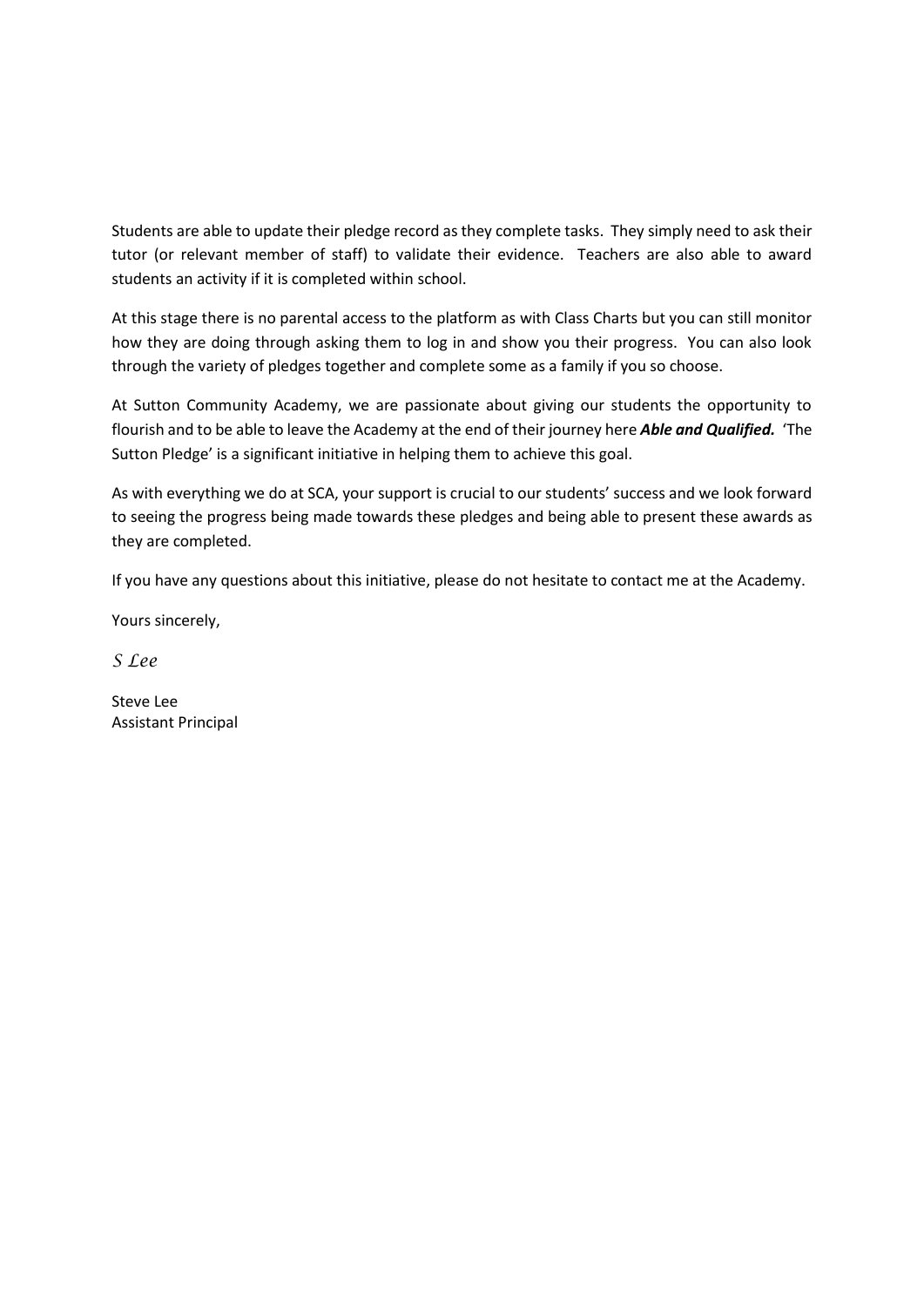Students are able to update their pledge record as they complete tasks.  They simply need to ask their tutor (or relevant member of staff) to validate their evidence.  Teachers are also able to award students an activity if it is completed within school.

At this stage there is no parental access to the platform as with Class Charts but you can still monitor how they are doing through asking them to log in and show you their progress.  You can also look through the variety of pledges together and complete some as a family if you so choose.

At Sutton Community Academy, we are passionate about giving our students the opportunity to flourish and to be able to leave the Academy at the end of their journey here ***Able and Qualified.*** 'The Sutton Pledge' is a significant initiative in helping them to achieve this goal.

As with everything we do at SCA, your support is crucial to our students' success and we look forward to seeing the progress being made towards these pledges and being able to present these awards as they are completed.

If you have any questions about this initiative, please do not hesitate to contact me at the Academy.

Yours sincerely,

*S Lee*

Steve Lee
Assistant Principal